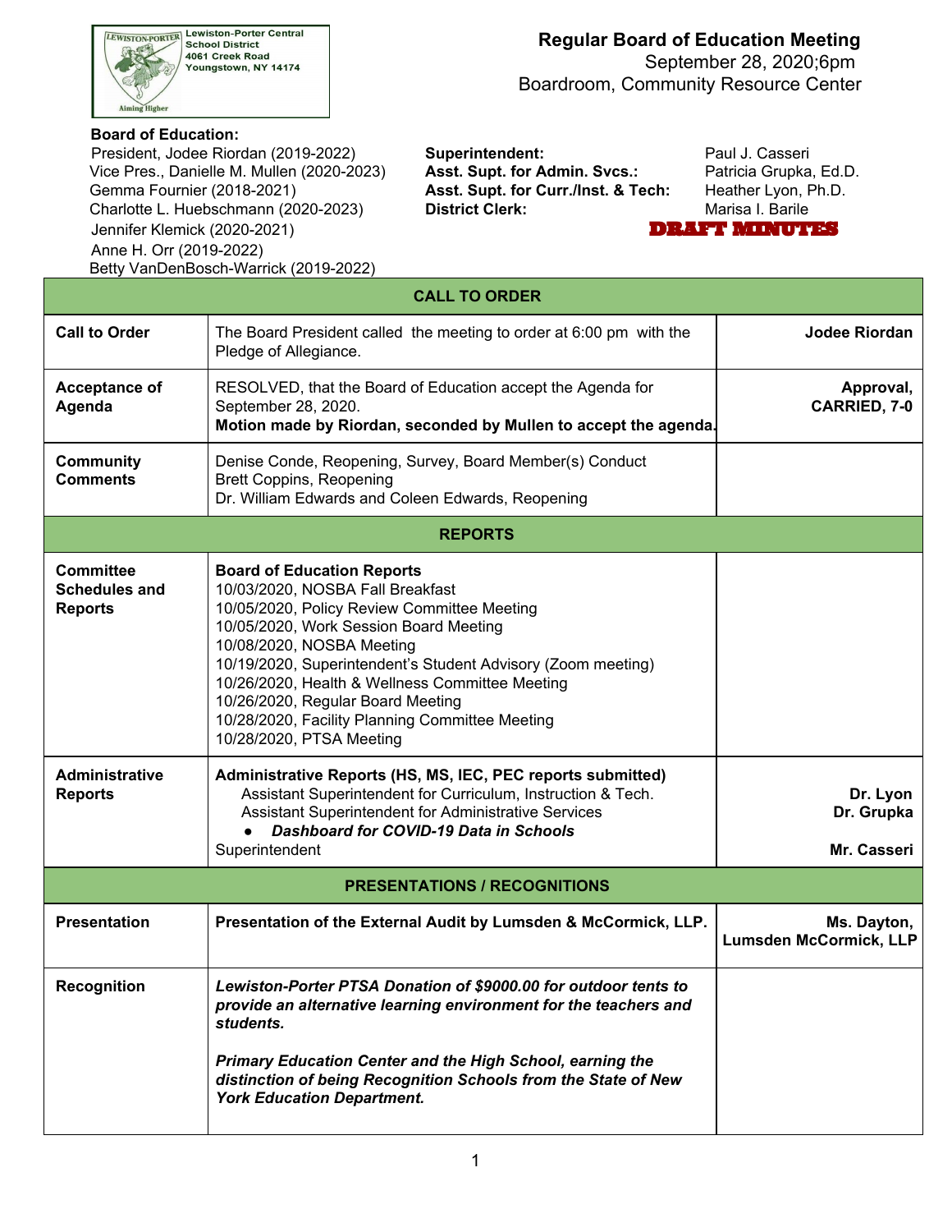Lewiston-Porter Central School District
4061 Creek Road
Youngstown, NY 14174

# Regular Board of Education Meeting

September 28, 2020;6pm
Boardroom, Community Resource Center

**Board of Education:**
President, Jodee Riordan (2019-2022)
Vice Pres., Danielle M. Mullen (2020-2023)
Gemma Fournier (2018-2021)
Charlotte L. Huebschmann (2020-2023)
Jennifer Klemick (2020-2021)
Anne H. Orr (2019-2022)
Betty VanDenBosch-Warrick (2019-2022)

**Superintendent:** Paul J. Casseri
**Asst. Supt. for Admin. Svcs.:** Patricia Grupka, Ed.D.
**Asst. Supt. for Curr./Inst. & Tech:** Heather Lyon, Ph.D.
**District Clerk:** Marisa I. Barile

**DRAFT MINUTES**

| **CALL TO ORDER** | | |
|---|---|---|
| **Call to Order** | The Board President called the meeting to order at 6:00 pm with the Pledge of Allegiance. | **Jodee Riordan** |
| **Acceptance of Agenda** | RESOLVED, that the Board of Education accept the Agenda for September 28, 2020.<br>**Motion made by Riordan, seconded by Mullen to accept the agenda.** | **Approval, CARRIED, 7-0** |
| **Community Comments** | Denise Conde, Reopening, Survey, Board Member(s) Conduct<br>Brett Coppins, Reopening<br>Dr. William Edwards and Coleen Edwards, Reopening | |
| **REPORTS** | | |
| **Committee Schedules and Reports** | **Board of Education Reports**<br>10/03/2020, NOSBA Fall Breakfast<br>10/05/2020, Policy Review Committee Meeting<br>10/05/2020, Work Session Board Meeting<br>10/08/2020, NOSBA Meeting<br>10/19/2020, Superintendent's Student Advisory (Zoom meeting)<br>10/26/2020, Health & Wellness Committee Meeting<br>10/26/2020, Regular Board Meeting<br>10/28/2020, Facility Planning Committee Meeting<br>10/28/2020, PTSA Meeting | |
| **Administrative Reports** | **Administrative Reports (HS, MS, IEC, PEC reports submitted)**<br>Assistant Superintendent for Curriculum, Instruction & Tech.<br>Assistant Superintendent for Administrative Services<br>● ***Dashboard for COVID-19 Data in Schools***<br>Superintendent | **Dr. Lyon**<br>**Dr. Grupka**<br><br>**Mr. Casseri** |
| **PRESENTATIONS / RECOGNITIONS** | | |
| **Presentation** | **Presentation of the External Audit by Lumsden & McCormick, LLP.** | **Ms. Dayton, Lumsden McCormick, LLP** |
| **Recognition** | ***Lewiston-Porter PTSA Donation of $9000.00 for outdoor tents to provide an alternative learning environment for the teachers and students.***<br><br>***Primary Education Center and the High School, earning the distinction of being Recognition Schools from the State of New York Education Department.*** | |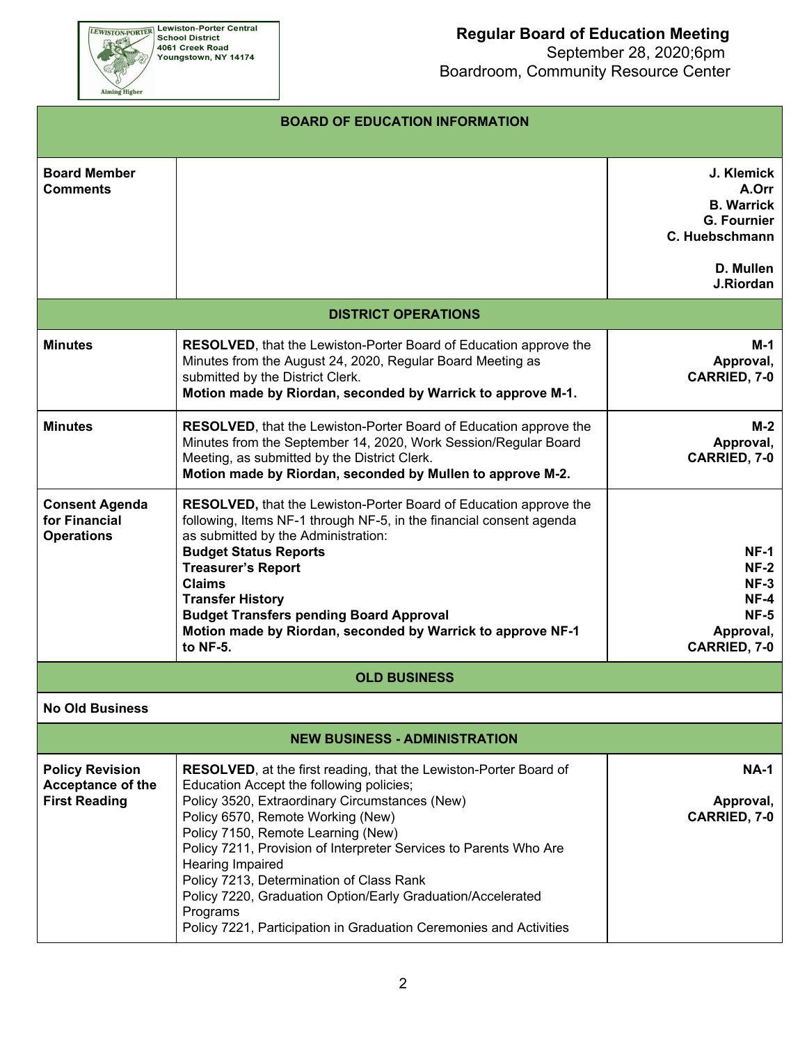**Lewiston-Porter Central School District**
**4061 Creek Road**
**Youngstown, NY 14174**

## Regular Board of Education Meeting

September 28, 2020;6pm
Boardroom, Community Resource Center

| BOARD OF EDUCATION INFORMATION | | |
|---|---|---|
| **Board Member Comments** | | **J. Klemick**<br>**A.Orr**<br>**B. Warrick**<br>**G. Fournier**<br>**C. Huebschmann**<br><br>**D. Mullen**<br>**J.Riordan** |
| **DISTRICT OPERATIONS** | | |
| **Minutes** | **RESOLVED**, that the Lewiston-Porter Board of Education approve the Minutes from the August 24, 2020, Regular Board Meeting as submitted by the District Clerk.<br>**Motion made by Riordan, seconded by Warrick to approve M-1.** | **M-1**<br>**Approval,**<br>**CARRIED, 7-0** |
| **Minutes** | **RESOLVED**, that the Lewiston-Porter Board of Education approve the Minutes from the September 14, 2020, Work Session/Regular Board Meeting, as submitted by the District Clerk.<br>**Motion made by Riordan, seconded by Mullen to approve M-2.** | **M-2**<br>**Approval,**<br>**CARRIED, 7-0** |
| **Consent Agenda for Financial Operations** | **RESOLVED,** that the Lewiston-Porter Board of Education approve the following, Items NF-1 through NF-5, in the financial consent agenda as submitted by the Administration:<br>**Budget Status Reports**<br>**Treasurer's Report**<br>**Claims**<br>**Transfer History**<br>**Budget Transfers pending Board Approval**<br>**Motion made by Riordan, seconded by Warrick to approve NF-1 to NF-5.** | <br><br><br>**NF-1**<br>**NF-2**<br>**NF-3**<br>**NF-4**<br>**NF-5**<br>**Approval,**<br>**CARRIED, 7-0** |
| **OLD BUSINESS** | | |
| **No Old Business** | | |
| **NEW BUSINESS - ADMINISTRATION** | | |
| **Policy Revision Acceptance of the First Reading** | **RESOLVED**, at the first reading, that the Lewiston-Porter Board of Education Accept the following policies;<br>Policy 3520, Extraordinary Circumstances (New)<br>Policy 6570, Remote Working (New)<br>Policy 7150, Remote Learning (New)<br>Policy 7211, Provision of Interpreter Services to Parents Who Are Hearing Impaired<br>Policy 7213, Determination of Class Rank<br>Policy 7220, Graduation Option/Early Graduation/Accelerated Programs<br>Policy 7221, Participation in Graduation Ceremonies and Activities | **NA-1**<br><br>**Approval,**<br>**CARRIED, 7-0** |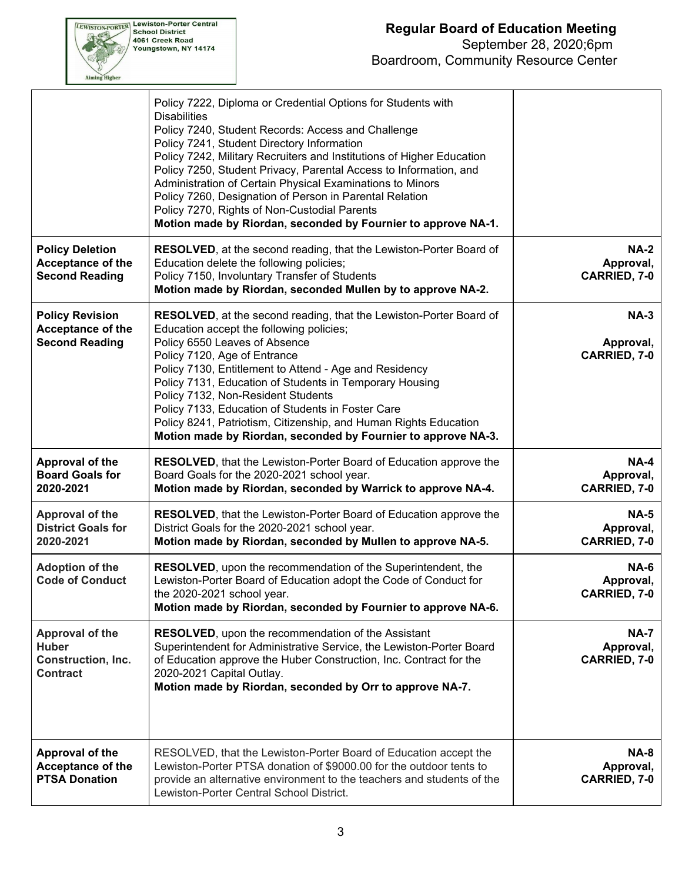| | | |
|---|---|---|
| | Policy 7222, Diploma or Credential Options for Students with Disabilities<br>Policy 7240, Student Records: Access and Challenge<br>Policy 7241, Student Directory Information<br>Policy 7242, Military Recruiters and Institutions of Higher Education<br>Policy 7250, Student Privacy, Parental Access to Information, and Administration of Certain Physical Examinations to Minors<br>Policy 7260, Designation of Person in Parental Relation<br>Policy 7270, Rights of Non-Custodial Parents<br>**Motion made by Riordan, seconded by Fournier to approve NA-1.** | |
| **Policy Deletion Acceptance of the Second Reading** | **RESOLVED**, at the second reading, that the Lewiston-Porter Board of Education delete the following policies;<br>Policy 7150, Involuntary Transfer of Students<br>**Motion made by Riordan, seconded Mullen by to approve NA-2.** | **NA-2 Approval, CARRIED, 7-0** |
| **Policy Revision Acceptance of the Second Reading** | **RESOLVED**, at the second reading, that the Lewiston-Porter Board of Education accept the following policies;<br>Policy 6550 Leaves of Absence<br>Policy 7120, Age of Entrance<br>Policy 7130, Entitlement to Attend - Age and Residency<br>Policy 7131, Education of Students in Temporary Housing<br>Policy 7132, Non-Resident Students<br>Policy 7133, Education of Students in Foster Care<br>Policy 8241, Patriotism, Citizenship, and Human Rights Education<br>**Motion made by Riordan, seconded by Fournier to approve NA-3.** | **NA-3 Approval, CARRIED, 7-0** |
| **Approval of the Board Goals for 2020-2021** | **RESOLVED**, that the Lewiston-Porter Board of Education approve the Board Goals for the 2020-2021 school year.<br>**Motion made by Riordan, seconded by Warrick to approve NA-4.** | **NA-4 Approval, CARRIED, 7-0** |
| **Approval of the District Goals for 2020-2021** | **RESOLVED**, that the Lewiston-Porter Board of Education approve the District Goals for the 2020-2021 school year.<br>**Motion made by Riordan, seconded by Mullen to approve NA-5.** | **NA-5 Approval, CARRIED, 7-0** |
| **Adoption of the Code of Conduct** | **RESOLVED**, upon the recommendation of the Superintendent, the Lewiston-Porter Board of Education adopt the Code of Conduct for the 2020-2021 school year.<br>**Motion made by Riordan, seconded by Fournier to approve NA-6.** | **NA-6 Approval, CARRIED, 7-0** |
| **Approval of the Huber Construction, Inc. Contract** | **RESOLVED**, upon the recommendation of the Assistant Superintendent for Administrative Service, the Lewiston-Porter Board of Education approve the Huber Construction, Inc. Contract for the 2020-2021 Capital Outlay.<br>**Motion made by Riordan, seconded by Orr to approve NA-7.** | **NA-7 Approval, CARRIED, 7-0** |
| **Approval of the Acceptance of the PTSA Donation** | RESOLVED, that the Lewiston-Porter Board of Education accept the Lewiston-Porter PTSA donation of $9000.00 for the outdoor tents to provide an alternative environment to the teachers and students of the Lewiston-Porter Central School District. | **NA-8 Approval, CARRIED, 7-0** |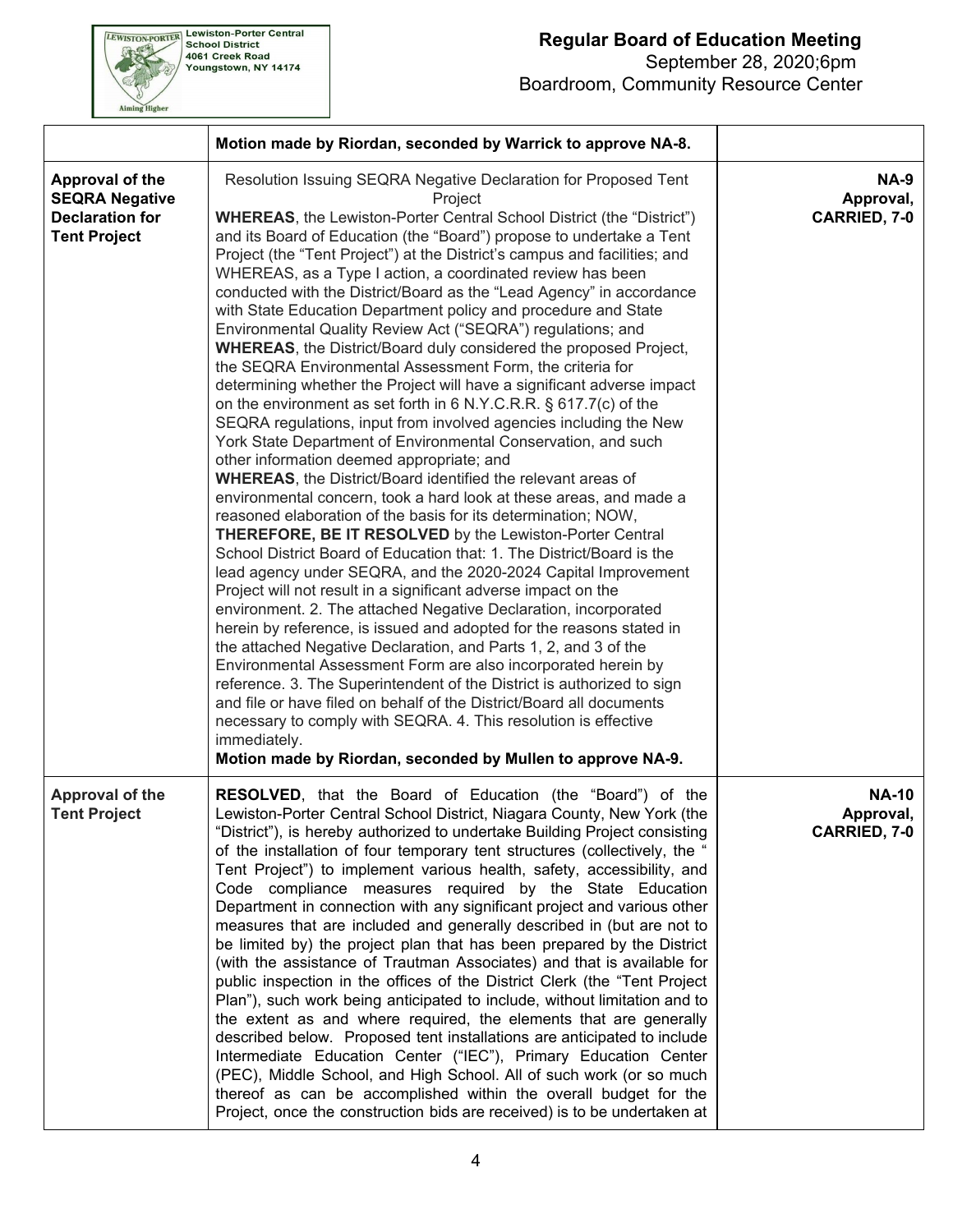| | | |
|---|---|---|
| | **Motion made by Riordan, seconded by Warrick to approve NA-8.** | |
| **Approval of the SEQRA Negative Declaration for Tent Project** | Resolution Issuing SEQRA Negative Declaration for Proposed Tent Project<br>**WHEREAS**, the Lewiston-Porter Central School District (the "District") and its Board of Education (the "Board") propose to undertake a Tent Project (the "Tent Project") at the District's campus and facilities; and WHEREAS, as a Type I action, a coordinated review has been conducted with the District/Board as the "Lead Agency" in accordance with State Education Department policy and procedure and State Environmental Quality Review Act ("SEQRA") regulations; and **WHEREAS**, the District/Board duly considered the proposed Project, the SEQRA Environmental Assessment Form, the criteria for determining whether the Project will have a significant adverse impact on the environment as set forth in 6 N.Y.C.R.R. § 617.7(c) of the SEQRA regulations, input from involved agencies including the New York State Department of Environmental Conservation, and such other information deemed appropriate; and **WHEREAS**, the District/Board identified the relevant areas of environmental concern, took a hard look at these areas, and made a reasoned elaboration of the basis for its determination; NOW, **THEREFORE, BE IT RESOLVED** by the Lewiston-Porter Central School District Board of Education that: 1. The District/Board is the lead agency under SEQRA, and the 2020-2024 Capital Improvement Project will not result in a significant adverse impact on the environment. 2. The attached Negative Declaration, incorporated herein by reference, is issued and adopted for the reasons stated in the attached Negative Declaration, and Parts 1, 2, and 3 of the Environmental Assessment Form are also incorporated herein by reference. 3. The Superintendent of the District is authorized to sign and file or have filed on behalf of the District/Board all documents necessary to comply with SEQRA. 4. This resolution is effective immediately.<br>**Motion made by Riordan, seconded by Mullen to approve NA-9.** | **NA-9 Approval, CARRIED, 7-0** |
| **Approval of the Tent Project** | **RESOLVED**, that the Board of Education (the "Board") of the Lewiston-Porter Central School District, Niagara County, New York (the "District"), is hereby authorized to undertake Building Project consisting of the installation of four temporary tent structures (collectively, the " Tent Project") to implement various health, safety, accessibility, and Code compliance measures required by the State Education Department in connection with any significant project and various other measures that are included and generally described in (but are not to be limited by) the project plan that has been prepared by the District (with the assistance of Trautman Associates) and that is available for public inspection in the offices of the District Clerk (the "Tent Project Plan"), such work being anticipated to include, without limitation and to the extent as and where required, the elements that are generally described below. Proposed tent installations are anticipated to include Intermediate Education Center ("IEC"), Primary Education Center (PEC), Middle School, and High School. All of such work (or so much thereof as can be accomplished within the overall budget for the Project, once the construction bids are received) is to be undertaken at | **NA-10 Approval, CARRIED, 7-0** |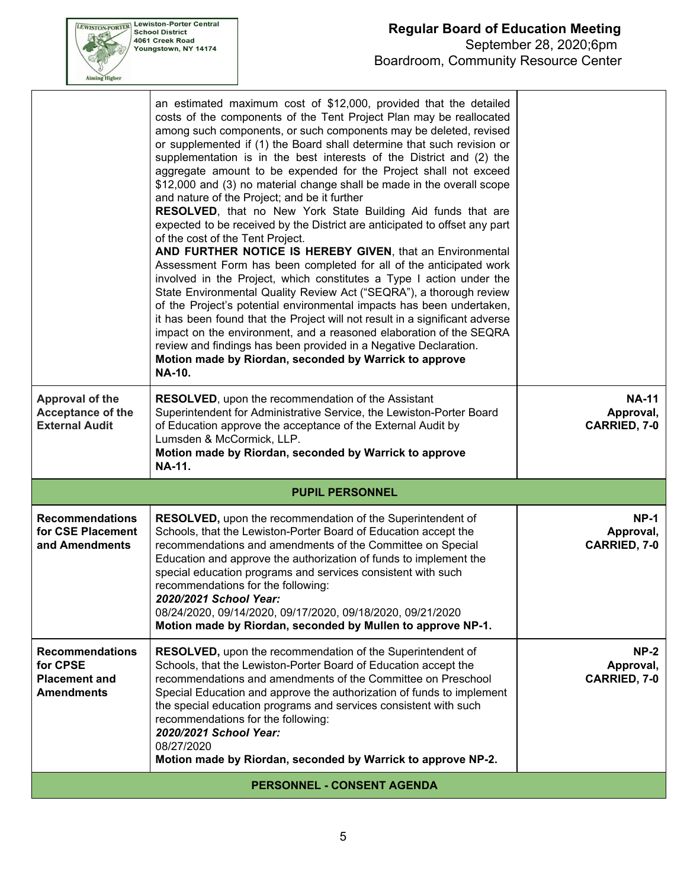| | | |
|---|---|---|
| | an estimated maximum cost of $12,000, provided that the detailed costs of the components of the Tent Project Plan may be reallocated among such components, or such components may be deleted, revised or supplemented if (1) the Board shall determine that such revision or supplementation is in the best interests of the District and (2) the aggregate amount to be expended for the Project shall not exceed $12,000 and (3) no material change shall be made in the overall scope and nature of the Project; and be it further<br>**RESOLVED**, that no New York State Building Aid funds that are expected to be received by the District are anticipated to offset any part of the cost of the Tent Project.<br>**AND FURTHER NOTICE IS HEREBY GIVEN**, that an Environmental Assessment Form has been completed for all of the anticipated work involved in the Project, which constitutes a Type I action under the State Environmental Quality Review Act ("SEQRA"), a thorough review of the Project's potential environmental impacts has been undertaken, it has been found that the Project will not result in a significant adverse impact on the environment, and a reasoned elaboration of the SEQRA review and findings has been provided in a Negative Declaration.<br>**Motion made by Riordan, seconded by Warrick to approve NA-10.** | |
| **Approval of the Acceptance of the External Audit** | **RESOLVED**, upon the recommendation of the Assistant Superintendent for Administrative Service, the Lewiston-Porter Board of Education approve the acceptance of the External Audit by Lumsden & McCormick, LLP.<br>**Motion made by Riordan, seconded by Warrick to approve NA-11.** | **NA-11 Approval, CARRIED, 7-0** |
| | **PUPIL PERSONNEL** | |
| **Recommendations for CSE Placement and Amendments** | **RESOLVED,** upon the recommendation of the Superintendent of Schools, that the Lewiston-Porter Board of Education accept the recommendations and amendments of the Committee on Special Education and approve the authorization of funds to implement the special education programs and services consistent with such recommendations for the following:<br>***2020/2021 School Year:***<br>08/24/2020, 09/14/2020, 09/17/2020, 09/18/2020, 09/21/2020<br>**Motion made by Riordan, seconded by Mullen to approve NP-1.** | **NP-1 Approval, CARRIED, 7-0** |
| **Recommendations for CPSE Placement and Amendments** | **RESOLVED,** upon the recommendation of the Superintendent of Schools, that the Lewiston-Porter Board of Education accept the recommendations and amendments of the Committee on Preschool Special Education and approve the authorization of funds to implement the special education programs and services consistent with such recommendations for the following:<br>***2020/2021 School Year:***<br>08/27/2020<br>**Motion made by Riordan, seconded by Warrick to approve NP-2.** | **NP-2 Approval, CARRIED, 7-0** |
| | **PERSONNEL - CONSENT AGENDA** | |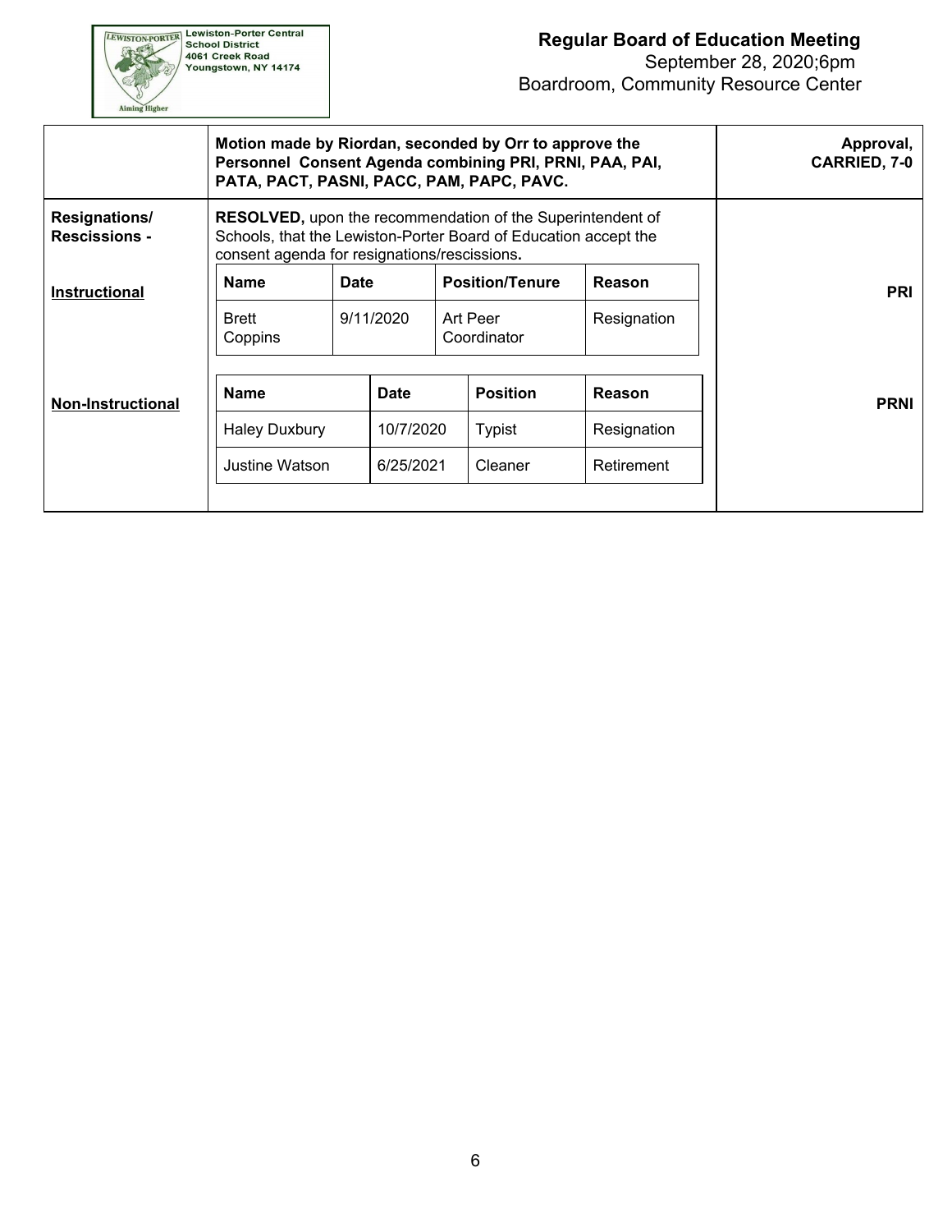**Regular Board of Education Meeting**
September 28, 2020;6pm
Boardroom, Community Resource Center

**Motion made by Riordan, seconded by Orr to approve the Personnel Consent Agenda combining PRI, PRNI, PAA, PAI, PATA, PACT, PASNI, PACC, PAM, PAPC, PAVC.** — **Approval, CARRIED, 7-0**

**Resignations/ Rescissions -**

**RESOLVED,** upon the recommendation of the Superintendent of Schools, that the Lewiston-Porter Board of Education accept the consent agenda for resignations/rescissions.

**Instructional** — **PRI**

| Name | Date | Position/Tenure | Reason |
|---|---|---|---|
| Brett Coppins | 9/11/2020 | Art Peer Coordinator | Resignation |

**Non-Instructional** — **PRNI**

| Name | Date | Position | Reason |
|---|---|---|---|
| Haley Duxbury | 10/7/2020 | Typist | Resignation |
| Justine Watson | 6/25/2021 | Cleaner | Retirement |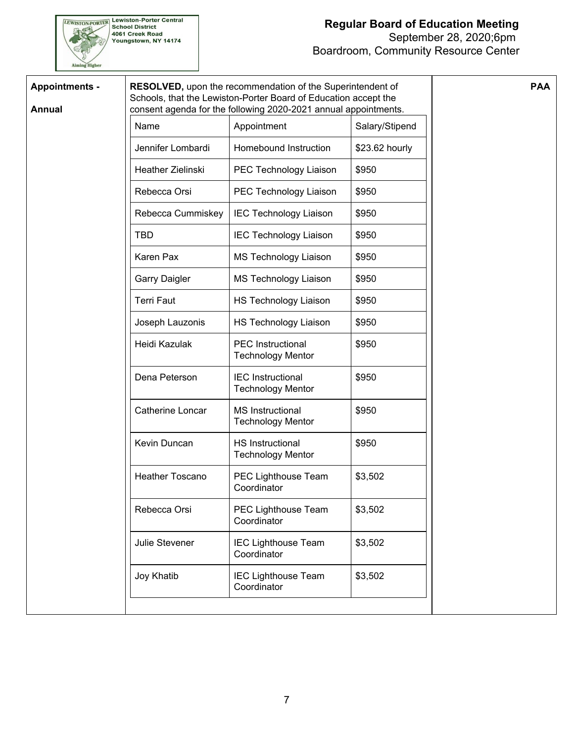**Lewiston-Porter Central School District**
4061 Creek Road
Youngstown, NY 14174

**Regular Board of Education Meeting**
September 28, 2020;6pm
Boardroom, Community Resource Center

**Appointments - Annual**

**PAA**

**RESOLVED,** upon the recommendation of the Superintendent of Schools, that the Lewiston-Porter Board of Education accept the consent agenda for the following 2020-2021 annual appointments.

| Name | Appointment | Salary/Stipend |
|---|---|---|
| Jennifer Lombardi | Homebound Instruction | $23.62 hourly |
| Heather Zielinski | PEC Technology Liaison | $950 |
| Rebecca Orsi | PEC Technology Liaison | $950 |
| Rebecca Cummiskey | IEC Technology Liaison | $950 |
| TBD | IEC Technology Liaison | $950 |
| Karen Pax | MS Technology Liaison | $950 |
| Garry Daigler | MS Technology Liaison | $950 |
| Terri Faut | HS Technology Liaison | $950 |
| Joseph Lauzonis | HS Technology Liaison | $950 |
| Heidi Kazulak | PEC Instructional Technology Mentor | $950 |
| Dena Peterson | IEC Instructional Technology Mentor | $950 |
| Catherine Loncar | MS Instructional Technology Mentor | $950 |
| Kevin Duncan | HS Instructional Technology Mentor | $950 |
| Heather Toscano | PEC Lighthouse Team Coordinator | $3,502 |
| Rebecca Orsi | PEC Lighthouse Team Coordinator | $3,502 |
| Julie Stevener | IEC Lighthouse Team Coordinator | $3,502 |
| Joy Khatib | IEC Lighthouse Team Coordinator | $3,502 |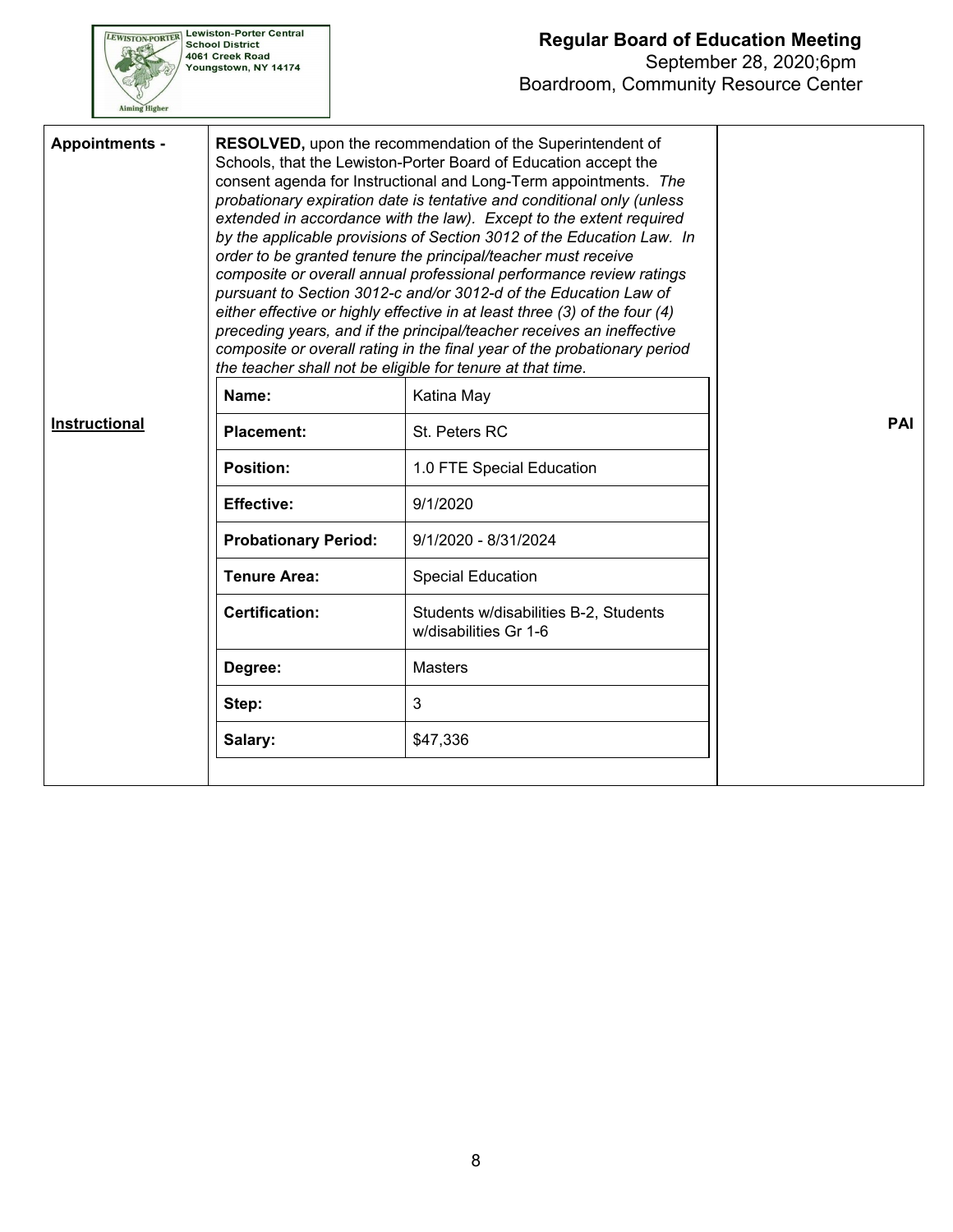**Appointments -**

**RESOLVED,** upon the recommendation of the Superintendent of Schools, that the Lewiston-Porter Board of Education accept the consent agenda for Instructional and Long-Term appointments. *The probationary expiration date is tentative and conditional only (unless extended in accordance with the law). Except to the extent required by the applicable provisions of Section 3012 of the Education Law. In order to be granted tenure the principal/teacher must receive composite or overall annual professional performance review ratings pursuant to Section 3012-c and/or 3012-d of the Education Law of either effective or highly effective in at least three (3) of the four (4) preceding years, and if the principal/teacher receives an ineffective composite or overall rating in the final year of the probationary period the teacher shall not be eligible for tenure at that time.*

**Instructional** — **PAI**

| **Name:** | Katina May |
|---|---|
| **Placement:** | St. Peters RC |
| **Position:** | 1.0 FTE Special Education |
| **Effective:** | 9/1/2020 |
| **Probationary Period:** | 9/1/2020 - 8/31/2024 |
| **Tenure Area:** | Special Education |
| **Certification:** | Students w/disabilities B-2, Students w/disabilities Gr 1-6 |
| **Degree:** | Masters |
| **Step:** | 3 |
| **Salary:** | $47,336 |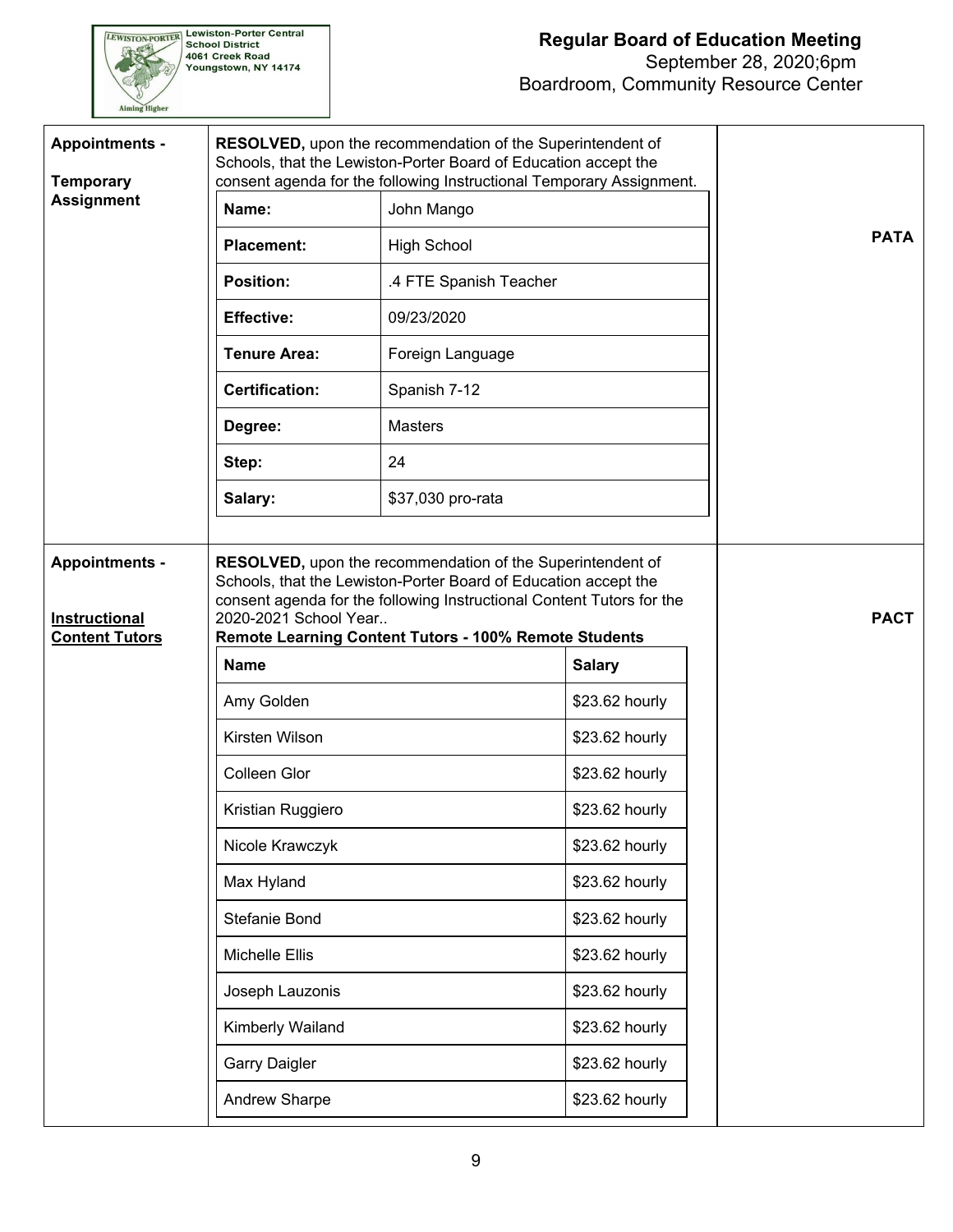| | | |
|---|---|---|
| **Appointments -**<br><br>**Temporary Assignment** | **RESOLVED,** upon the recommendation of the Superintendent of Schools, that the Lewiston-Porter Board of Education accept the consent agenda for the following Instructional Temporary Assignment. | **PATA** |

| | |
|---|---|
| **Name:** | John Mango |
| **Placement:** | High School |
| **Position:** | .4 FTE Spanish Teacher |
| **Effective:** | 09/23/2020 |
| **Tenure Area:** | Foreign Language |
| **Certification:** | Spanish 7-12 |
| **Degree:** | Masters |
| **Step:** | 24 |
| **Salary:** | $37,030 pro-rata |

| | | |
|---|---|---|
| **Appointments -**<br><br>**Instructional Content Tutors** | **RESOLVED,** upon the recommendation of the Superintendent of Schools, that the Lewiston-Porter Board of Education accept the consent agenda for the following Instructional Content Tutors for the 2020-2021 School Year..<br>**Remote Learning Content Tutors - 100% Remote Students** | **PACT** |

| **Name** | **Salary** |
|---|---|
| Amy Golden | $23.62 hourly |
| Kirsten Wilson | $23.62 hourly |
| Colleen Glor | $23.62 hourly |
| Kristian Ruggiero | $23.62 hourly |
| Nicole Krawczyk | $23.62 hourly |
| Max Hyland | $23.62 hourly |
| Stefanie Bond | $23.62 hourly |
| Michelle Ellis | $23.62 hourly |
| Joseph Lauzonis | $23.62 hourly |
| Kimberly Wailand | $23.62 hourly |
| Garry Daigler | $23.62 hourly |
| Andrew Sharpe | $23.62 hourly |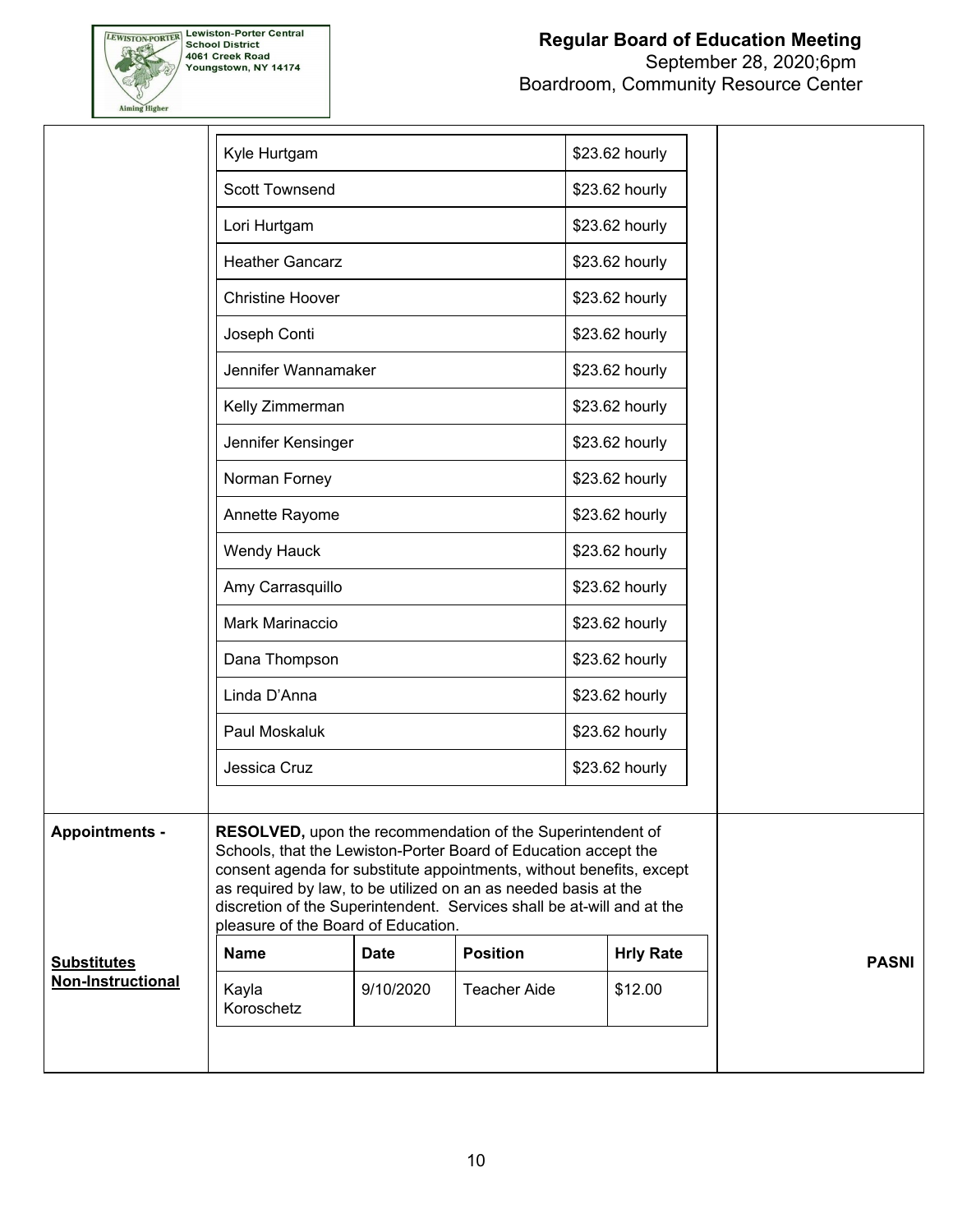| | |
|---|---|
| Kyle Hurtgam | $23.62 hourly |
| Scott Townsend | $23.62 hourly |
| Lori Hurtgam | $23.62 hourly |
| Heather Gancarz | $23.62 hourly |
| Christine Hoover | $23.62 hourly |
| Joseph Conti | $23.62 hourly |
| Jennifer Wannamaker | $23.62 hourly |
| Kelly Zimmerman | $23.62 hourly |
| Jennifer Kensinger | $23.62 hourly |
| Norman Forney | $23.62 hourly |
| Annette Rayome | $23.62 hourly |
| Wendy Hauck | $23.62 hourly |
| Amy Carrasquillo | $23.62 hourly |
| Mark Marinaccio | $23.62 hourly |
| Dana Thompson | $23.62 hourly |
| Linda D'Anna | $23.62 hourly |
| Paul Moskaluk | $23.62 hourly |
| Jessica Cruz | $23.62 hourly |

**Appointments -**

**Substitutes Non-Instructional**

**RESOLVED,** upon the recommendation of the Superintendent of Schools, that the Lewiston-Porter Board of Education accept the consent agenda for substitute appointments, without benefits, except as required by law, to be utilized on an as needed basis at the discretion of the Superintendent. Services shall be at-will and at the pleasure of the Board of Education.

| Name | Date | Position | Hrly Rate |
|---|---|---|---|
| Kayla Koroschetz | 9/10/2020 | Teacher Aide | $12.00 |

**PASNI**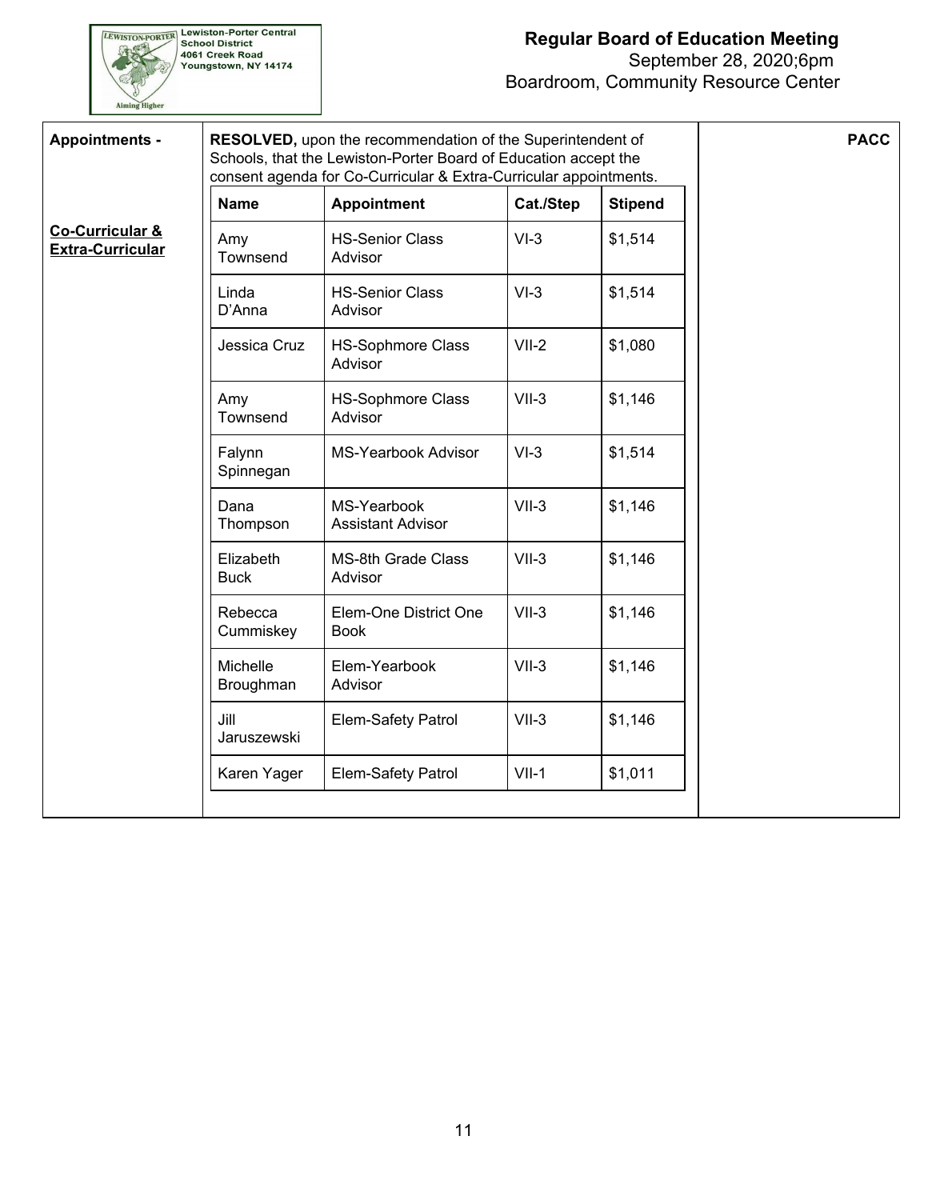**Lewiston-Porter Central School District**
4061 Creek Road
Youngstown, NY 14174

**Regular Board of Education Meeting**
September 28, 2020;6pm
Boardroom, Community Resource Center

**Appointments -**

**Co-Curricular & Extra-Curricular**

**RESOLVED,** upon the recommendation of the Superintendent of Schools, that the Lewiston-Porter Board of Education accept the consent agenda for Co-Curricular & Extra-Curricular appointments.

**PACC**

| Name | Appointment | Cat./Step | Stipend |
|---|---|---|---|
| Amy Townsend | HS-Senior Class Advisor | VI-3 | $1,514 |
| Linda D'Anna | HS-Senior Class Advisor | VI-3 | $1,514 |
| Jessica Cruz | HS-Sophmore Class Advisor | VII-2 | $1,080 |
| Amy Townsend | HS-Sophmore Class Advisor | VII-3 | $1,146 |
| Falynn Spinnegan | MS-Yearbook Advisor | VI-3 | $1,514 |
| Dana Thompson | MS-Yearbook Assistant Advisor | VII-3 | $1,146 |
| Elizabeth Buck | MS-8th Grade Class Advisor | VII-3 | $1,146 |
| Rebecca Cummiskey | Elem-One District One Book | VII-3 | $1,146 |
| Michelle Broughman | Elem-Yearbook Advisor | VII-3 | $1,146 |
| Jill Jaruszewski | Elem-Safety Patrol | VII-3 | $1,146 |
| Karen Yager | Elem-Safety Patrol | VII-1 | $1,011 |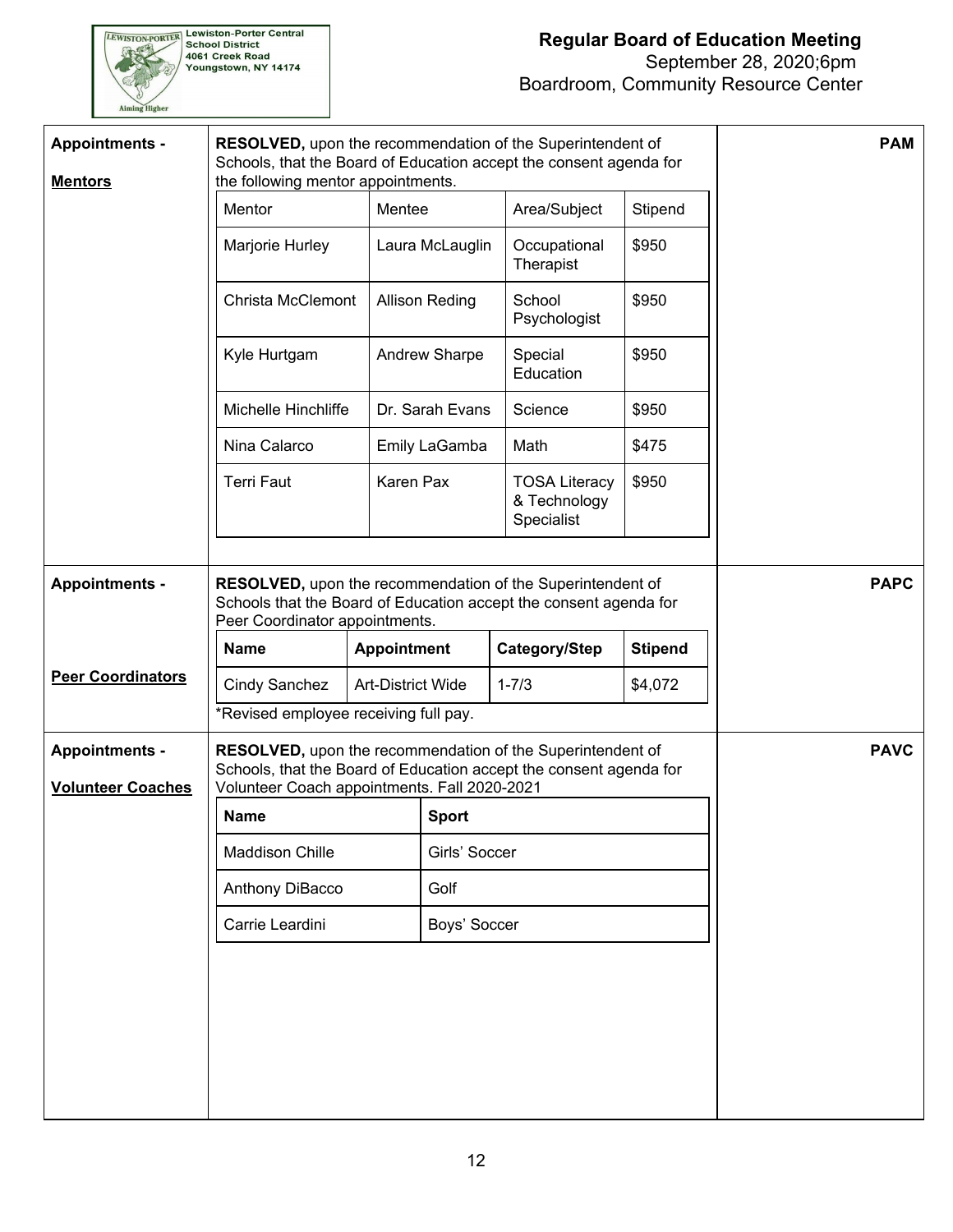**Appointments - Mentors**

**RESOLVED,** upon the recommendation of the Superintendent of Schools, that the Board of Education accept the consent agenda for the following mentor appointments.

| Mentor | Mentee | Area/Subject | Stipend |
|---|---|---|---|
| Marjorie Hurley | Laura McLauglin | Occupational Therapist | $950 |
| Christa McClemont | Allison Reding | School Psychologist | $950 |
| Kyle Hurtgam | Andrew Sharpe | Special Education | $950 |
| Michelle Hinchliffe | Dr. Sarah Evans | Science | $950 |
| Nina Calarco | Emily LaGamba | Math | $475 |
| Terri Faut | Karen Pax | TOSA Literacy & Technology Specialist | $950 |

**PAM**

**Appointments - Peer Coordinators**

**RESOLVED,** upon the recommendation of the Superintendent of Schools that the Board of Education accept the consent agenda for Peer Coordinator appointments.

| **Name** | **Appointment** | **Category/Step** | **Stipend** |
|---|---|---|---|
| Cindy Sanchez | Art-District Wide | 1-7/3 | $4,072 |

*Revised employee receiving full pay.

**PAPC**

**Appointments - Volunteer Coaches**

**RESOLVED,** upon the recommendation of the Superintendent of Schools, that the Board of Education accept the consent agenda for Volunteer Coach appointments. Fall 2020-2021

| **Name** | **Sport** |
|---|---|
| Maddison Chille | Girls' Soccer |
| Anthony DiBacco | Golf |
| Carrie Leardini | Boys' Soccer |

**PAVC**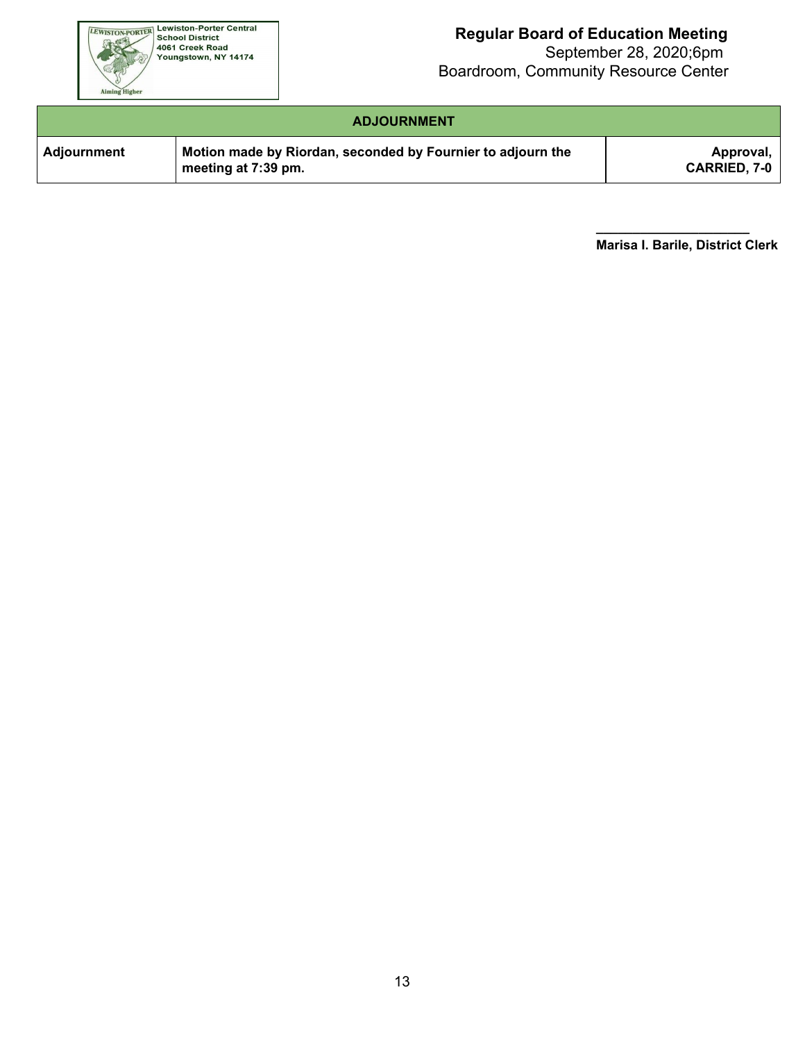Lewiston-Porter Central School District
4061 Creek Road
Youngstown, NY 14174

## Regular Board of Education Meeting
September 28, 2020;6pm
Boardroom, Community Resource Center

| ADJOURNMENT | | |
|---|---|---|
| **Adjournment** | **Motion made by Riordan, seconded by Fournier to adjourn the meeting at 7:39 pm.** | **Approval, CARRIED, 7-0** |

_____________________
**Marisa I. Barile, District Clerk**